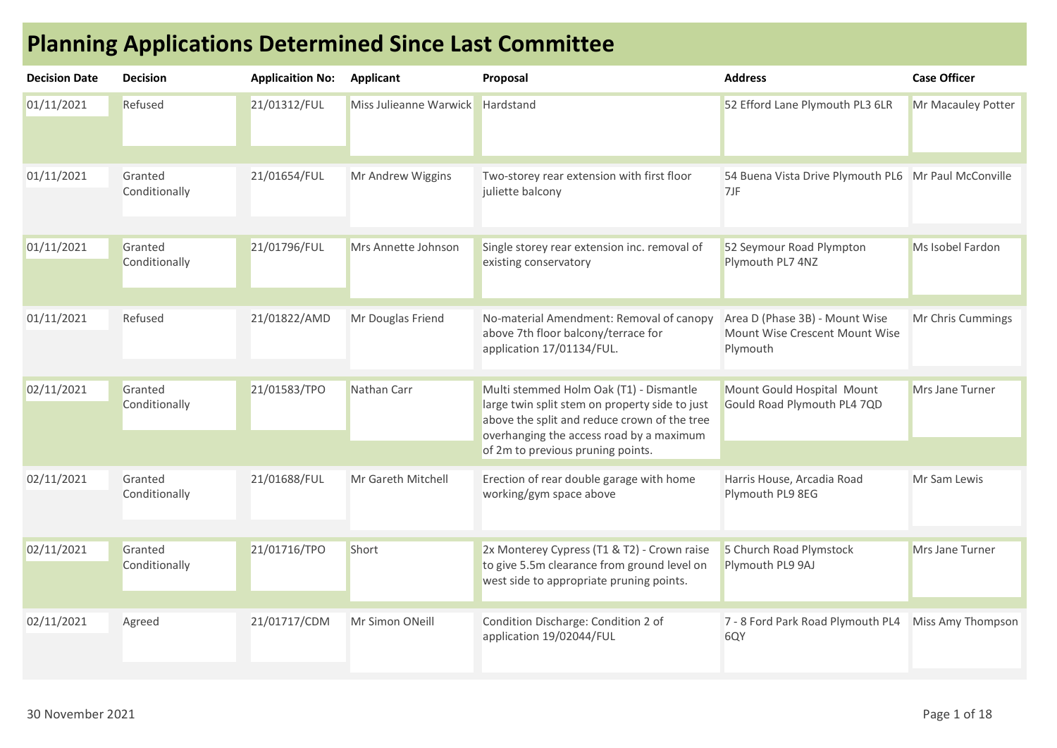# Planning Applications Determined Since Last Committee

| Decision Date | Decision | Applicaition No: | Applicant | Proposal | Address | Case Officer |
|---|---|---|---|---|---|---|
| 01/11/2021 | Refused | 21/01312/FUL | Miss Julieanne Warwick | Hardstand | 52 Efford Lane Plymouth PL3 6LR | Mr Macauley Potter |
| 01/11/2021 | Granted Conditionally | 21/01654/FUL | Mr Andrew Wiggins | Two-storey rear extension with first floor juliette balcony | 54 Buena Vista Drive Plymouth PL6 7JF | Mr Paul McConville |
| 01/11/2021 | Granted Conditionally | 21/01796/FUL | Mrs Annette Johnson | Single storey rear extension inc. removal of existing conservatory | 52 Seymour Road Plympton Plymouth PL7 4NZ | Ms Isobel Fardon |
| 01/11/2021 | Refused | 21/01822/AMD | Mr Douglas Friend | No-material Amendment: Removal of canopy above 7th floor balcony/terrace for application 17/01134/FUL. | Area D (Phase 3B) - Mount Wise Mount Wise Crescent Mount Wise Plymouth | Mr Chris Cummings |
| 02/11/2021 | Granted Conditionally | 21/01583/TPO | Nathan Carr | Multi stemmed Holm Oak (T1) - Dismantle large twin split stem on property side to just above the split and reduce crown of the tree overhanging the access road by a maximum of 2m to previous pruning points. | Mount Gould Hospital Mount Gould Road Plymouth PL4 7QD | Mrs Jane Turner |
| 02/11/2021 | Granted Conditionally | 21/01688/FUL | Mr Gareth Mitchell | Erection of rear double garage with home working/gym space above | Harris House, Arcadia Road Plymouth PL9 8EG | Mr Sam Lewis |
| 02/11/2021 | Granted Conditionally | 21/01716/TPO | Short | 2x Monterey Cypress (T1 & T2) - Crown raise to give 5.5m clearance from ground level on west side to appropriate pruning points. | 5 Church Road Plymstock Plymouth PL9 9AJ | Mrs Jane Turner |
| 02/11/2021 | Agreed | 21/01717/CDM | Mr Simon ONeill | Condition Discharge: Condition 2 of application 19/02044/FUL | 7 - 8 Ford Park Road Plymouth PL4 6QY | Miss Amy Thompson |

30 November 2021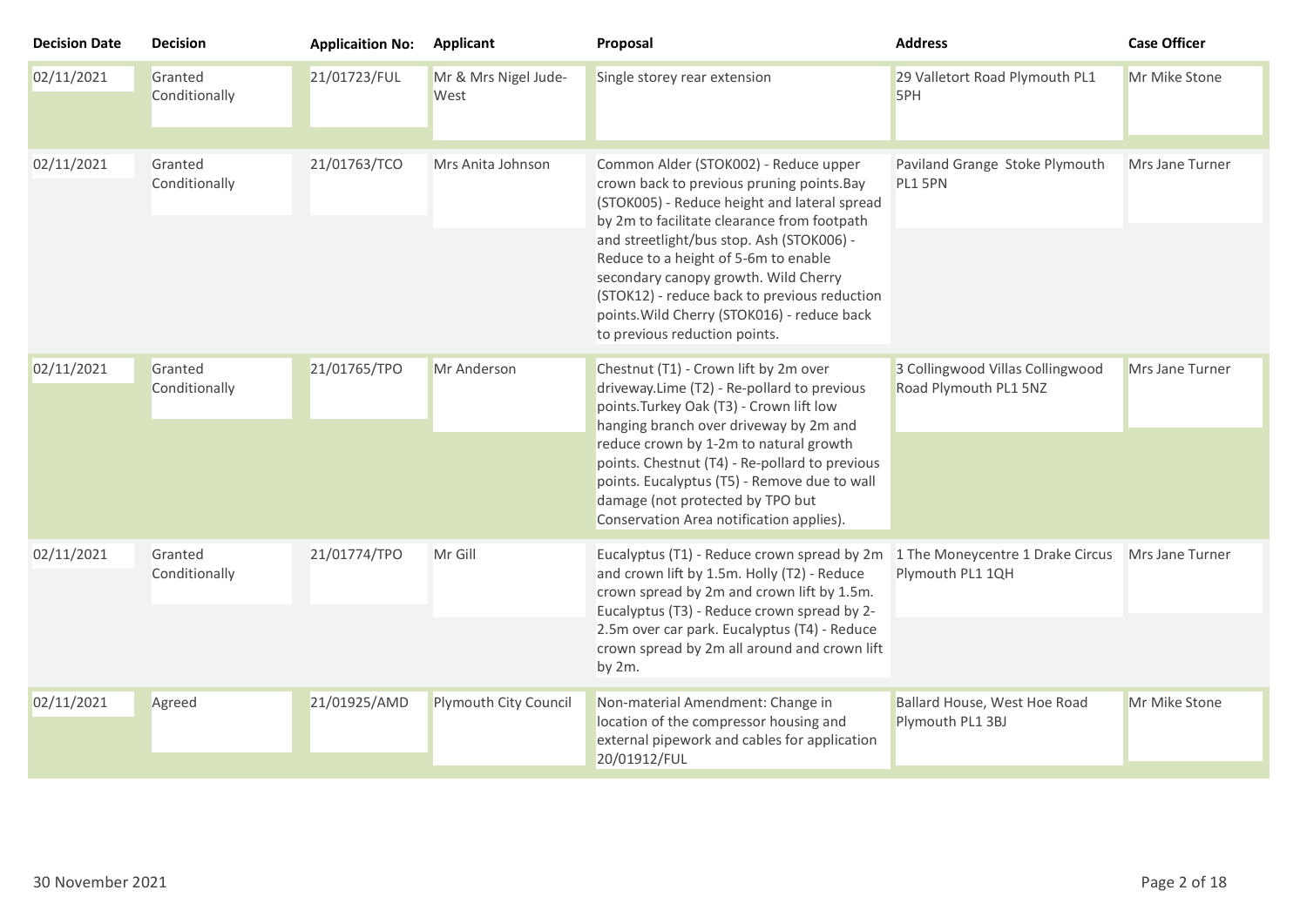| Decision Date | Decision | Applicaition No: | Applicant | Proposal | Address | Case Officer |
|---|---|---|---|---|---|---|
| 02/11/2021 | Granted Conditionally | 21/01723/FUL | Mr & Mrs Nigel Jude-West | Single storey rear extension | 29 Valletort Road Plymouth PL1 5PH | Mr Mike Stone |
| 02/11/2021 | Granted Conditionally | 21/01763/TCO | Mrs Anita Johnson | Common Alder (STOK002) - Reduce upper crown back to previous pruning points.Bay (STOK005) - Reduce height and lateral spread by 2m to facilitate clearance from footpath and streetlight/bus stop. Ash (STOK006) - Reduce to a height of 5-6m to enable secondary canopy growth. Wild Cherry (STOK12) - reduce back to previous reduction points.Wild Cherry (STOK016) - reduce back to previous reduction points. | Paviland Grange Stoke Plymouth PL1 5PN | Mrs Jane Turner |
| 02/11/2021 | Granted Conditionally | 21/01765/TPO | Mr Anderson | Chestnut (T1) - Crown lift by 2m over driveway.Lime (T2) - Re-pollard to previous points.Turkey Oak (T3) - Crown lift low hanging branch over driveway by 2m and reduce crown by 1-2m to natural growth points. Chestnut (T4) - Re-pollard to previous points. Eucalyptus (T5) - Remove due to wall damage (not protected by TPO but Conservation Area notification applies). | 3 Collingwood Villas Collingwood Road Plymouth PL1 5NZ | Mrs Jane Turner |
| 02/11/2021 | Granted Conditionally | 21/01774/TPO | Mr Gill | Eucalyptus (T1) - Reduce crown spread by 2m and crown lift by 1.5m. Holly (T2) - Reduce crown spread by 2m and crown lift by 1.5m. Eucalyptus (T3) - Reduce crown spread by 2-2.5m over car park. Eucalyptus (T4) - Reduce crown spread by 2m all around and crown lift by 2m. | 1 The Moneycentre 1 Drake Circus Plymouth PL1 1QH | Mrs Jane Turner |
| 02/11/2021 | Agreed | 21/01925/AMD | Plymouth City Council | Non-material Amendment: Change in location of the compressor housing and external pipework and cables for application 20/01912/FUL | Ballard House, West Hoe Road Plymouth PL1 3BJ | Mr Mike Stone |

30 November 2021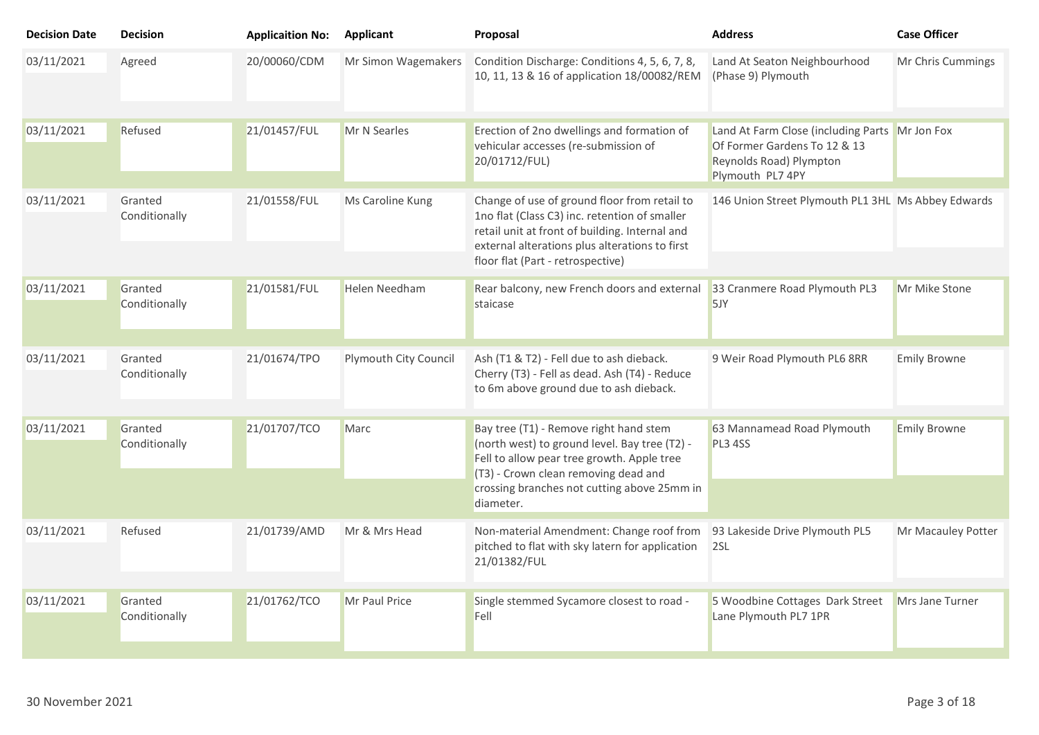| Decision Date | Decision | Applicaition No: | Applicant | Proposal | Address | Case Officer |
|---|---|---|---|---|---|---|
| 03/11/2021 | Agreed | 20/00060/CDM | Mr Simon Wagemakers | Condition Discharge: Conditions 4, 5, 6, 7, 8, 10, 11, 13 & 16 of application 18/00082/REM | Land At Seaton Neighbourhood (Phase 9) Plymouth | Mr Chris Cummings |
| 03/11/2021 | Refused | 21/01457/FUL | Mr N Searles | Erection of 2no dwellings and formation of vehicular accesses (re-submission of 20/01712/FUL) | Land At Farm Close (including Parts Of Former Gardens To 12 & 13 Reynolds Road) Plympton Plymouth PL7 4PY | Mr Jon Fox |
| 03/11/2021 | Granted Conditionally | 21/01558/FUL | Ms Caroline Kung | Change of use of ground floor from retail to 1no flat (Class C3) inc. retention of smaller retail unit at front of building. Internal and external alterations plus alterations to first floor flat (Part - retrospective) | 146 Union Street Plymouth PL1 3HL | Ms Abbey Edwards |
| 03/11/2021 | Granted Conditionally | 21/01581/FUL | Helen Needham | Rear balcony, new French doors and external staicase | 33 Cranmere Road Plymouth PL3 5JY | Mr Mike Stone |
| 03/11/2021 | Granted Conditionally | 21/01674/TPO | Plymouth City Council | Ash (T1 & T2) - Fell due to ash dieback. Cherry (T3) - Fell as dead. Ash (T4) - Reduce to 6m above ground due to ash dieback. | 9 Weir Road Plymouth PL6 8RR | Emily Browne |
| 03/11/2021 | Granted Conditionally | 21/01707/TCO | Marc | Bay tree (T1) - Remove right hand stem (north west) to ground level. Bay tree (T2) - Fell to allow pear tree growth. Apple tree (T3) - Crown clean removing dead and crossing branches not cutting above 25mm in diameter. | 63 Mannamead Road Plymouth PL3 4SS | Emily Browne |
| 03/11/2021 | Refused | 21/01739/AMD | Mr & Mrs Head | Non-material Amendment: Change roof from pitched to flat with sky latern for application 21/01382/FUL | 93 Lakeside Drive Plymouth PL5 2SL | Mr Macauley Potter |
| 03/11/2021 | Granted Conditionally | 21/01762/TCO | Mr Paul Price | Single stemmed Sycamore closest to road - Fell | 5 Woodbine Cottages Dark Street Lane Plymouth PL7 1PR | Mrs Jane Turner |

30 November 2021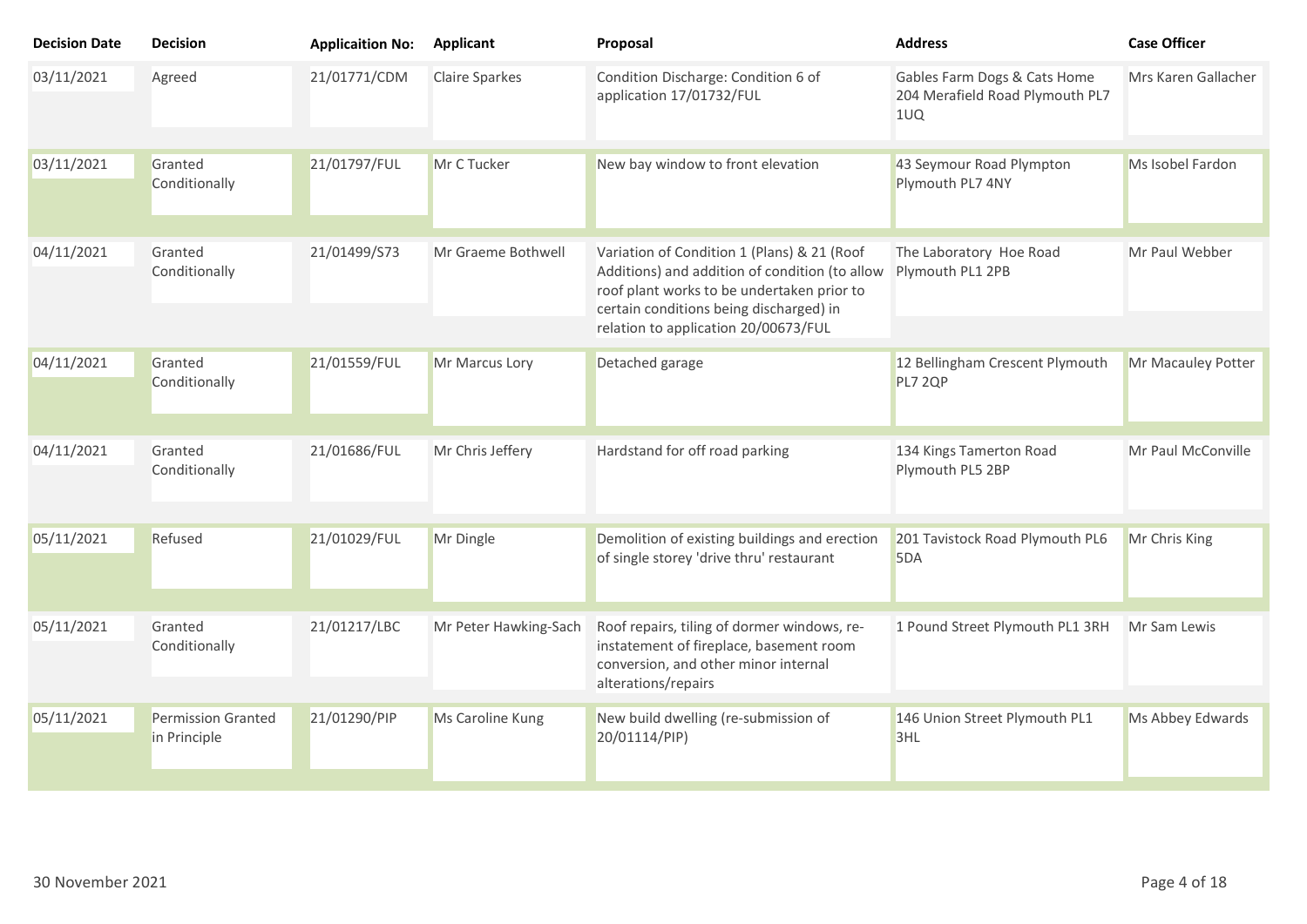| Decision Date | Decision | Applicaition No: | Applicant | Proposal | Address | Case Officer |
|---|---|---|---|---|---|---|
| 03/11/2021 | Agreed | 21/01771/CDM | Claire Sparkes | Condition Discharge: Condition 6 of application 17/01732/FUL | Gables Farm Dogs & Cats Home 204 Merafield Road Plymouth PL7 1UQ | Mrs Karen Gallacher |
| 03/11/2021 | Granted Conditionally | 21/01797/FUL | Mr C Tucker | New bay window to front elevation | 43 Seymour Road Plympton Plymouth PL7 4NY | Ms Isobel Fardon |
| 04/11/2021 | Granted Conditionally | 21/01499/S73 | Mr Graeme Bothwell | Variation of Condition 1 (Plans) & 21 (Roof Additions) and addition of condition (to allow roof plant works to be undertaken prior to certain conditions being discharged) in relation to application 20/00673/FUL | The Laboratory Hoe Road Plymouth PL1 2PB | Mr Paul Webber |
| 04/11/2021 | Granted Conditionally | 21/01559/FUL | Mr Marcus Lory | Detached garage | 12 Bellingham Crescent Plymouth PL7 2QP | Mr Macauley Potter |
| 04/11/2021 | Granted Conditionally | 21/01686/FUL | Mr Chris Jeffery | Hardstand for off road parking | 134 Kings Tamerton Road Plymouth PL5 2BP | Mr Paul McConville |
| 05/11/2021 | Refused | 21/01029/FUL | Mr Dingle | Demolition of existing buildings and erection of single storey 'drive thru' restaurant | 201 Tavistock Road Plymouth PL6 5DA | Mr Chris King |
| 05/11/2021 | Granted Conditionally | 21/01217/LBC | Mr Peter Hawking-Sach | Roof repairs, tiling of dormer windows, re-instatement of fireplace, basement room conversion, and other minor internal alterations/repairs | 1 Pound Street Plymouth PL1 3RH | Mr Sam Lewis |
| 05/11/2021 | Permission Granted in Principle | 21/01290/PIP | Ms Caroline Kung | New build dwelling (re-submission of 20/01114/PIP) | 146 Union Street Plymouth PL1 3HL | Ms Abbey Edwards |

30 November 2021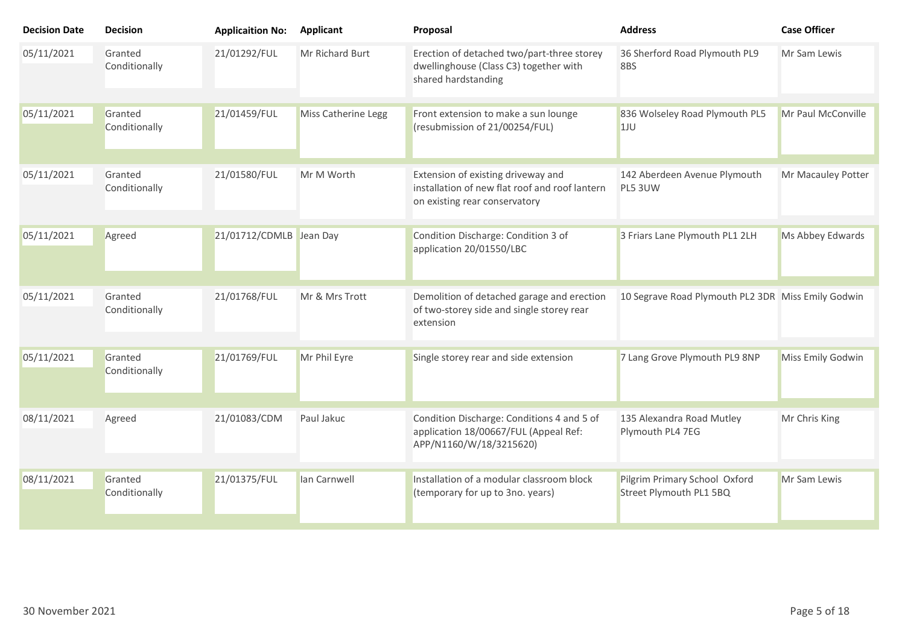| Decision Date | Decision | Applicaition No: | Applicant | Proposal | Address | Case Officer |
|---|---|---|---|---|---|---|
| 05/11/2021 | Granted Conditionally | 21/01292/FUL | Mr Richard Burt | Erection of detached two/part-three storey dwellinghouse (Class C3) together with shared hardstanding | 36 Sherford Road Plymouth PL9 8BS | Mr Sam Lewis |
| 05/11/2021 | Granted Conditionally | 21/01459/FUL | Miss Catherine Legg | Front extension to make a sun lounge (resubmission of 21/00254/FUL) | 836 Wolseley Road Plymouth PL5 1JU | Mr Paul McConville |
| 05/11/2021 | Granted Conditionally | 21/01580/FUL | Mr M Worth | Extension of existing driveway and installation of new flat roof and roof lantern on existing rear conservatory | 142 Aberdeen Avenue Plymouth PL5 3UW | Mr Macauley Potter |
| 05/11/2021 | Agreed | 21/01712/CDMLB | Jean Day | Condition Discharge: Condition 3 of application 20/01550/LBC | 3 Friars Lane Plymouth PL1 2LH | Ms Abbey Edwards |
| 05/11/2021 | Granted Conditionally | 21/01768/FUL | Mr & Mrs Trott | Demolition of detached garage and erection of two-storey side and single storey rear extension | 10 Segrave Road Plymouth PL2 3DR | Miss Emily Godwin |
| 05/11/2021 | Granted Conditionally | 21/01769/FUL | Mr Phil Eyre | Single storey rear and side extension | 7 Lang Grove Plymouth PL9 8NP | Miss Emily Godwin |
| 08/11/2021 | Agreed | 21/01083/CDM | Paul Jakuc | Condition Discharge: Conditions 4 and 5 of application 18/00667/FUL (Appeal Ref: APP/N1160/W/18/3215620) | 135 Alexandra Road Mutley Plymouth PL4 7EG | Mr Chris King |
| 08/11/2021 | Granted Conditionally | 21/01375/FUL | Ian Carnwell | Installation of a modular classroom block (temporary for up to 3no. years) | Pilgrim Primary School Oxford Street Plymouth PL1 5BQ | Mr Sam Lewis |

30 November 2021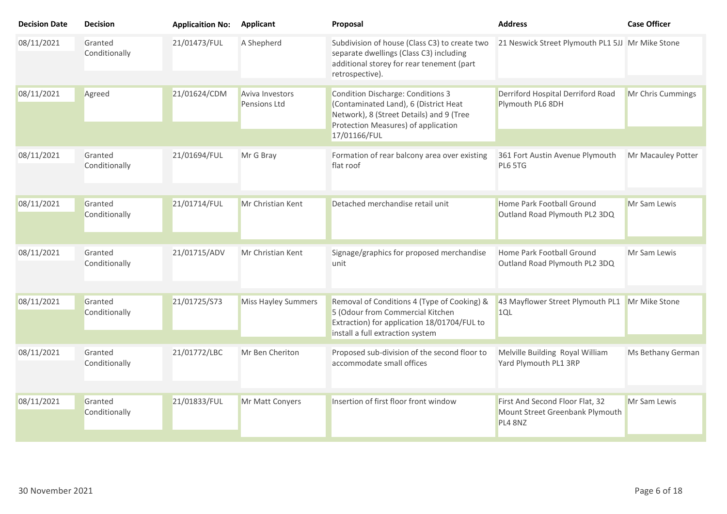| Decision Date | Decision | Applicaition No: | Applicant | Proposal | Address | Case Officer |
|---|---|---|---|---|---|---|
| 08/11/2021 | Granted Conditionally | 21/01473/FUL | A Shepherd | Subdivision of house (Class C3) to create two separate dwellings (Class C3) including additional storey for rear tenement (part retrospective). | 21 Neswick Street Plymouth PL1 5JJ | Mr Mike Stone |
| 08/11/2021 | Agreed | 21/01624/CDM | Aviva Investors Pensions Ltd | Condition Discharge: Conditions 3 (Contaminated Land), 6 (District Heat Network), 8 (Street Details) and 9 (Tree Protection Measures) of application 17/01166/FUL | Derriford Hospital Derriford Road Plymouth PL6 8DH | Mr Chris Cummings |
| 08/11/2021 | Granted Conditionally | 21/01694/FUL | Mr G Bray | Formation of rear balcony area over existing flat roof | 361 Fort Austin Avenue Plymouth PL6 5TG | Mr Macauley Potter |
| 08/11/2021 | Granted Conditionally | 21/01714/FUL | Mr Christian Kent | Detached merchandise retail unit | Home Park Football Ground Outland Road Plymouth PL2 3DQ | Mr Sam Lewis |
| 08/11/2021 | Granted Conditionally | 21/01715/ADV | Mr Christian Kent | Signage/graphics for proposed merchandise unit | Home Park Football Ground Outland Road Plymouth PL2 3DQ | Mr Sam Lewis |
| 08/11/2021 | Granted Conditionally | 21/01725/S73 | Miss Hayley Summers | Removal of Conditions 4 (Type of Cooking) & 5 (Odour from Commercial Kitchen Extraction) for application 18/01704/FUL to install a full extraction system | 43 Mayflower Street Plymouth PL1 1QL | Mr Mike Stone |
| 08/11/2021 | Granted Conditionally | 21/01772/LBC | Mr Ben Cheriton | Proposed sub-division of the second floor to accommodate small offices | Melville Building Royal William Yard Plymouth PL1 3RP | Ms Bethany German |
| 08/11/2021 | Granted Conditionally | 21/01833/FUL | Mr Matt Conyers | Insertion of first floor front window | First And Second Floor Flat, 32 Mount Street Greenbank Plymouth PL4 8NZ | Mr Sam Lewis |

30 November 2021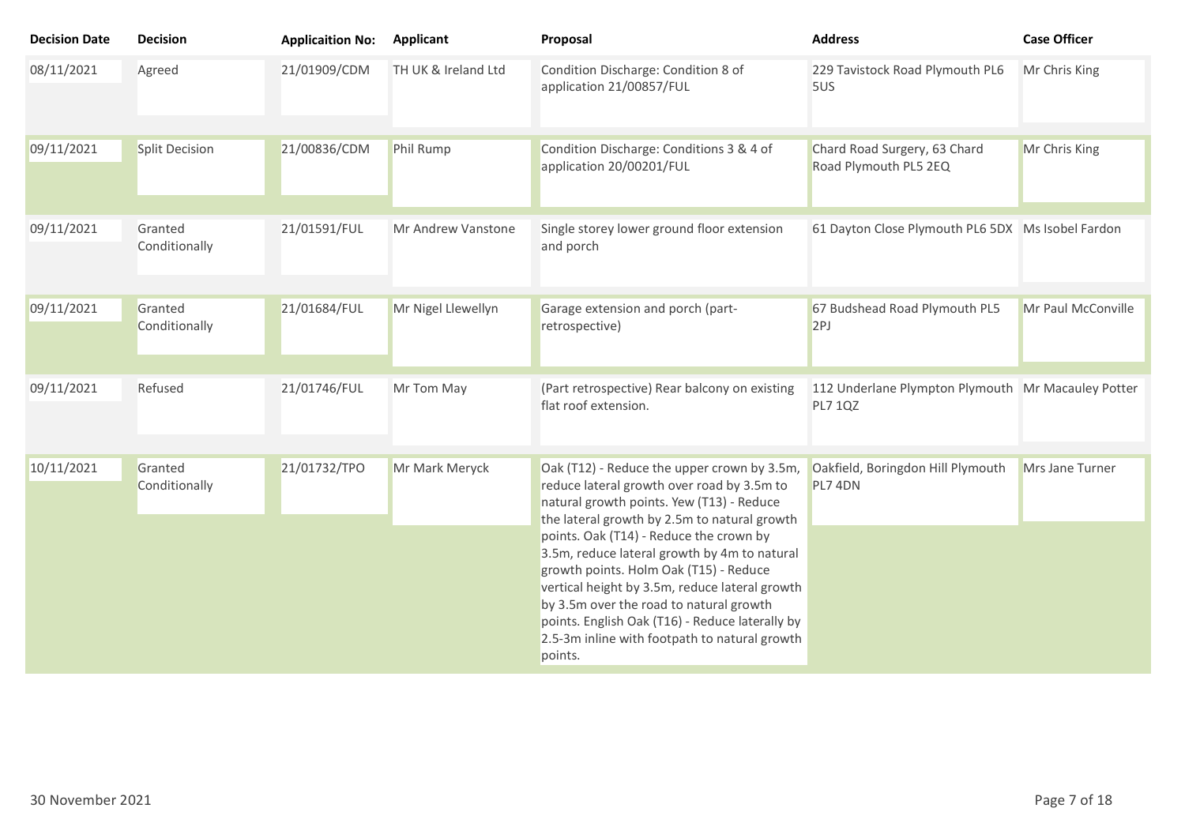| Decision Date | Decision | Applicaition No: | Applicant | Proposal | Address | Case Officer |
|---|---|---|---|---|---|---|
| 08/11/2021 | Agreed | 21/01909/CDM | TH UK & Ireland Ltd | Condition Discharge: Condition 8 of application 21/00857/FUL | 229 Tavistock Road Plymouth PL6 5US | Mr Chris King |
| 09/11/2021 | Split Decision | 21/00836/CDM | Phil Rump | Condition Discharge: Conditions 3 & 4 of application 20/00201/FUL | Chard Road Surgery, 63 Chard Road Plymouth PL5 2EQ | Mr Chris King |
| 09/11/2021 | Granted Conditionally | 21/01591/FUL | Mr Andrew Vanstone | Single storey lower ground floor extension and porch | 61 Dayton Close Plymouth PL6 5DX | Ms Isobel Fardon |
| 09/11/2021 | Granted Conditionally | 21/01684/FUL | Mr Nigel Llewellyn | Garage extension and porch (part-retrospective) | 67 Budshead Road Plymouth PL5 2PJ | Mr Paul McConville |
| 09/11/2021 | Refused | 21/01746/FUL | Mr Tom May | (Part retrospective) Rear balcony on existing flat roof extension. | 112 Underlane Plympton Plymouth PL7 1QZ | Mr Macauley Potter |
| 10/11/2021 | Granted Conditionally | 21/01732/TPO | Mr Mark Meryck | Oak (T12) - Reduce the upper crown by 3.5m, reduce lateral growth over road by 3.5m to natural growth points. Yew (T13) - Reduce the lateral growth by 2.5m to natural growth points. Oak (T14) - Reduce the crown by 3.5m, reduce lateral growth by 4m to natural growth points. Holm Oak (T15) - Reduce vertical height by 3.5m, reduce lateral growth by 3.5m over the road to natural growth points. English Oak (T16) - Reduce laterally by 2.5-3m inline with footpath to natural growth points. | Oakfield, Boringdon Hill Plymouth PL7 4DN | Mrs Jane Turner |

30 November 2021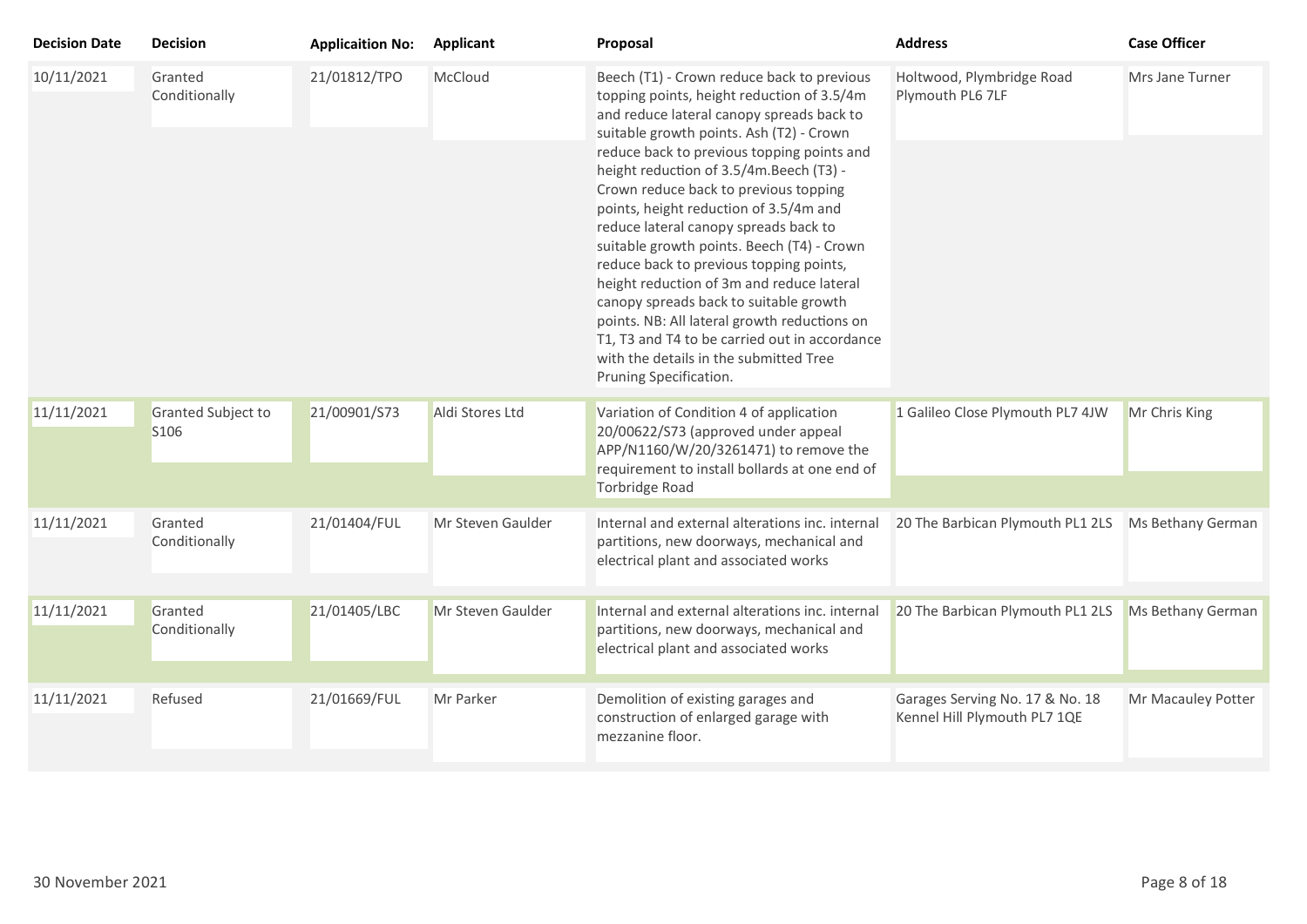| Decision Date | Decision | Applicaition No: | Applicant | Proposal | Address | Case Officer |
|---|---|---|---|---|---|---|
| 10/11/2021 | Granted Conditionally | 21/01812/TPO | McCloud | Beech (T1) - Crown reduce back to previous topping points, height reduction of 3.5/4m and reduce lateral canopy spreads back to suitable growth points. Ash (T2) - Crown reduce back to previous topping points and height reduction of 3.5/4m.Beech (T3) - Crown reduce back to previous topping points, height reduction of 3.5/4m and reduce lateral canopy spreads back to suitable growth points. Beech (T4) - Crown reduce back to previous topping points, height reduction of 3m and reduce lateral canopy spreads back to suitable growth points. NB: All lateral growth reductions on T1, T3 and T4 to be carried out in accordance with the details in the submitted Tree Pruning Specification. | Holtwood, Plymbridge Road Plymouth PL6 7LF | Mrs Jane Turner |
| 11/11/2021 | Granted Subject to S106 | 21/00901/S73 | Aldi Stores Ltd | Variation of Condition 4 of application 20/00622/S73 (approved under appeal APP/N1160/W/20/3261471) to remove the requirement to install bollards at one end of Torbridge Road | 1 Galileo Close Plymouth PL7 4JW | Mr Chris King |
| 11/11/2021 | Granted Conditionally | 21/01404/FUL | Mr Steven Gaulder | Internal and external alterations inc. internal partitions, new doorways, mechanical and electrical plant and associated works | 20 The Barbican Plymouth PL1 2LS | Ms Bethany German |
| 11/11/2021 | Granted Conditionally | 21/01405/LBC | Mr Steven Gaulder | Internal and external alterations inc. internal partitions, new doorways, mechanical and electrical plant and associated works | 20 The Barbican Plymouth PL1 2LS | Ms Bethany German |
| 11/11/2021 | Refused | 21/01669/FUL | Mr Parker | Demolition of existing garages and construction of enlarged garage with mezzanine floor. | Garages Serving No. 17 & No. 18 Kennel Hill Plymouth PL7 1QE | Mr Macauley Potter |

30 November 2021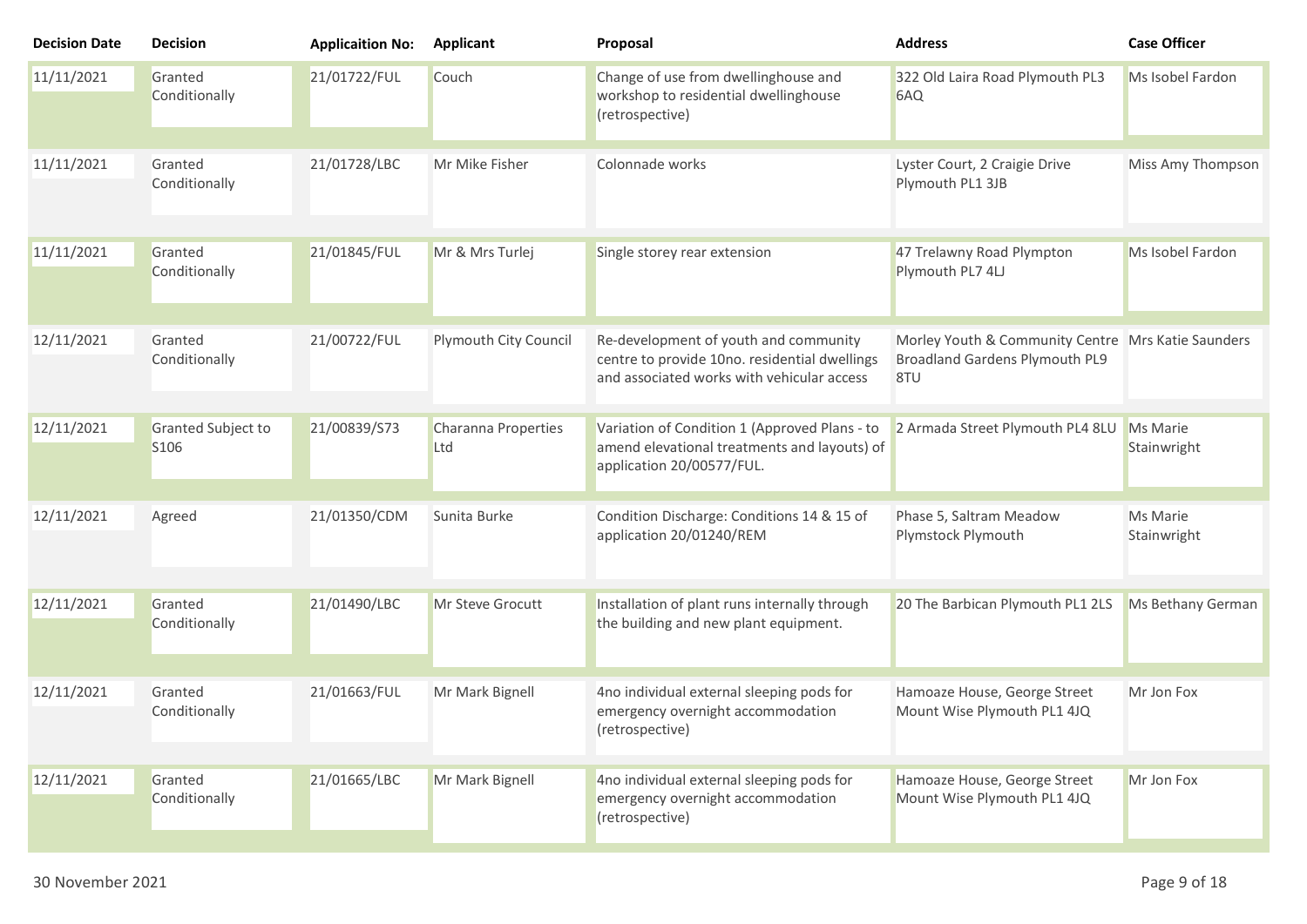| Decision Date | Decision | Applicaition No: | Applicant | Proposal | Address | Case Officer |
| --- | --- | --- | --- | --- | --- | --- |
| 11/11/2021 | Granted Conditionally | 21/01722/FUL | Couch | Change of use from dwellinghouse and workshop to residential dwellinghouse (retrospective) | 322 Old Laira Road Plymouth PL3 6AQ | Ms Isobel Fardon |
| 11/11/2021 | Granted Conditionally | 21/01728/LBC | Mr Mike Fisher | Colonnade works | Lyster Court, 2 Craigie Drive Plymouth PL1 3JB | Miss Amy Thompson |
| 11/11/2021 | Granted Conditionally | 21/01845/FUL | Mr & Mrs Turlej | Single storey rear extension | 47 Trelawny Road Plympton Plymouth PL7 4LJ | Ms Isobel Fardon |
| 12/11/2021 | Granted Conditionally | 21/00722/FUL | Plymouth City Council | Re-development of youth and community centre to provide 10no. residential dwellings and associated works with vehicular access | Morley Youth & Community Centre Broadland Gardens Plymouth PL9 8TU | Mrs Katie Saunders |
| 12/11/2021 | Granted Subject to S106 | 21/00839/S73 | Charanna Properties Ltd | Variation of Condition 1 (Approved Plans - to amend elevational treatments and layouts) of application 20/00577/FUL. | 2 Armada Street Plymouth PL4 8LU | Ms Marie Stainwright |
| 12/11/2021 | Agreed | 21/01350/CDM | Sunita Burke | Condition Discharge: Conditions 14 & 15 of application 20/01240/REM | Phase 5, Saltram Meadow Plymstock Plymouth | Ms Marie Stainwright |
| 12/11/2021 | Granted Conditionally | 21/01490/LBC | Mr Steve Grocutt | Installation of plant runs internally through the building and new plant equipment. | 20 The Barbican Plymouth PL1 2LS | Ms Bethany German |
| 12/11/2021 | Granted Conditionally | 21/01663/FUL | Mr Mark Bignell | 4no individual external sleeping pods for emergency overnight accommodation (retrospective) | Hamoaze House, George Street Mount Wise Plymouth PL1 4JQ | Mr Jon Fox |
| 12/11/2021 | Granted Conditionally | 21/01665/LBC | Mr Mark Bignell | 4no individual external sleeping pods for emergency overnight accommodation (retrospective) | Hamoaze House, George Street Mount Wise Plymouth PL1 4JQ | Mr Jon Fox |

30 November 2021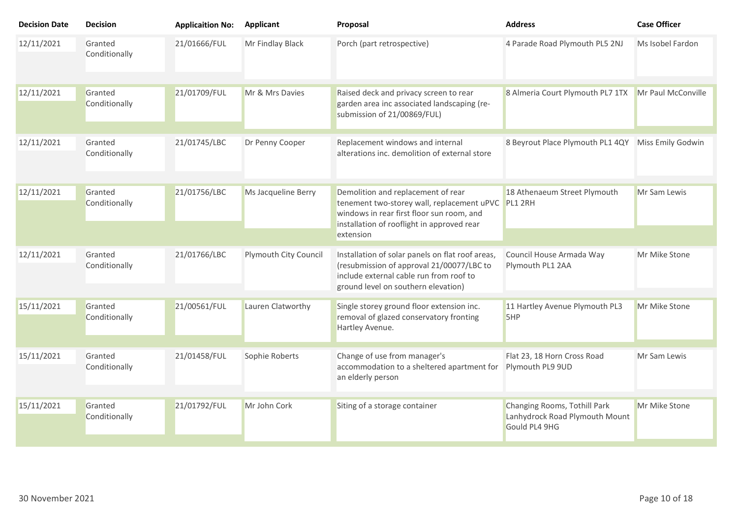| Decision Date | Decision | Applicaition No: | Applicant | Proposal | Address | Case Officer |
| --- | --- | --- | --- | --- | --- | --- |
| 12/11/2021 | Granted Conditionally | 21/01666/FUL | Mr Findlay Black | Porch (part retrospective) | 4 Parade Road Plymouth PL5 2NJ | Ms Isobel Fardon |
| 12/11/2021 | Granted Conditionally | 21/01709/FUL | Mr & Mrs Davies | Raised deck and privacy screen to rear garden area inc associated landscaping (re-submission of 21/00869/FUL) | 8 Almeria Court Plymouth PL7 1TX | Mr Paul McConville |
| 12/11/2021 | Granted Conditionally | 21/01745/LBC | Dr Penny Cooper | Replacement windows and internal alterations inc. demolition of external store | 8 Beyrout Place Plymouth PL1 4QY | Miss Emily Godwin |
| 12/11/2021 | Granted Conditionally | 21/01756/LBC | Ms Jacqueline Berry | Demolition and replacement of rear tenement two-storey wall, replacement uPVC windows in rear first floor sun room, and installation of rooflight in approved rear extension | 18 Athenaeum Street Plymouth PL1 2RH | Mr Sam Lewis |
| 12/11/2021 | Granted Conditionally | 21/01766/LBC | Plymouth City Council | Installation of solar panels on flat roof areas, (resubmission of approval 21/00077/LBC to include external cable run from roof to ground level on southern elevation) | Council House Armada Way Plymouth PL1 2AA | Mr Mike Stone |
| 15/11/2021 | Granted Conditionally | 21/00561/FUL | Lauren Clatworthy | Single storey ground floor extension inc. removal of glazed conservatory fronting Hartley Avenue. | 11 Hartley Avenue Plymouth PL3 5HP | Mr Mike Stone |
| 15/11/2021 | Granted Conditionally | 21/01458/FUL | Sophie Roberts | Change of use from manager's accommodation to a sheltered apartment for an elderly person | Flat 23, 18 Horn Cross Road Plymouth PL9 9UD | Mr Sam Lewis |
| 15/11/2021 | Granted Conditionally | 21/01792/FUL | Mr John Cork | Siting of a storage container | Changing Rooms, Tothill Park Lanhydrock Road Plymouth Mount Gould PL4 9HG | Mr Mike Stone |

30 November 2021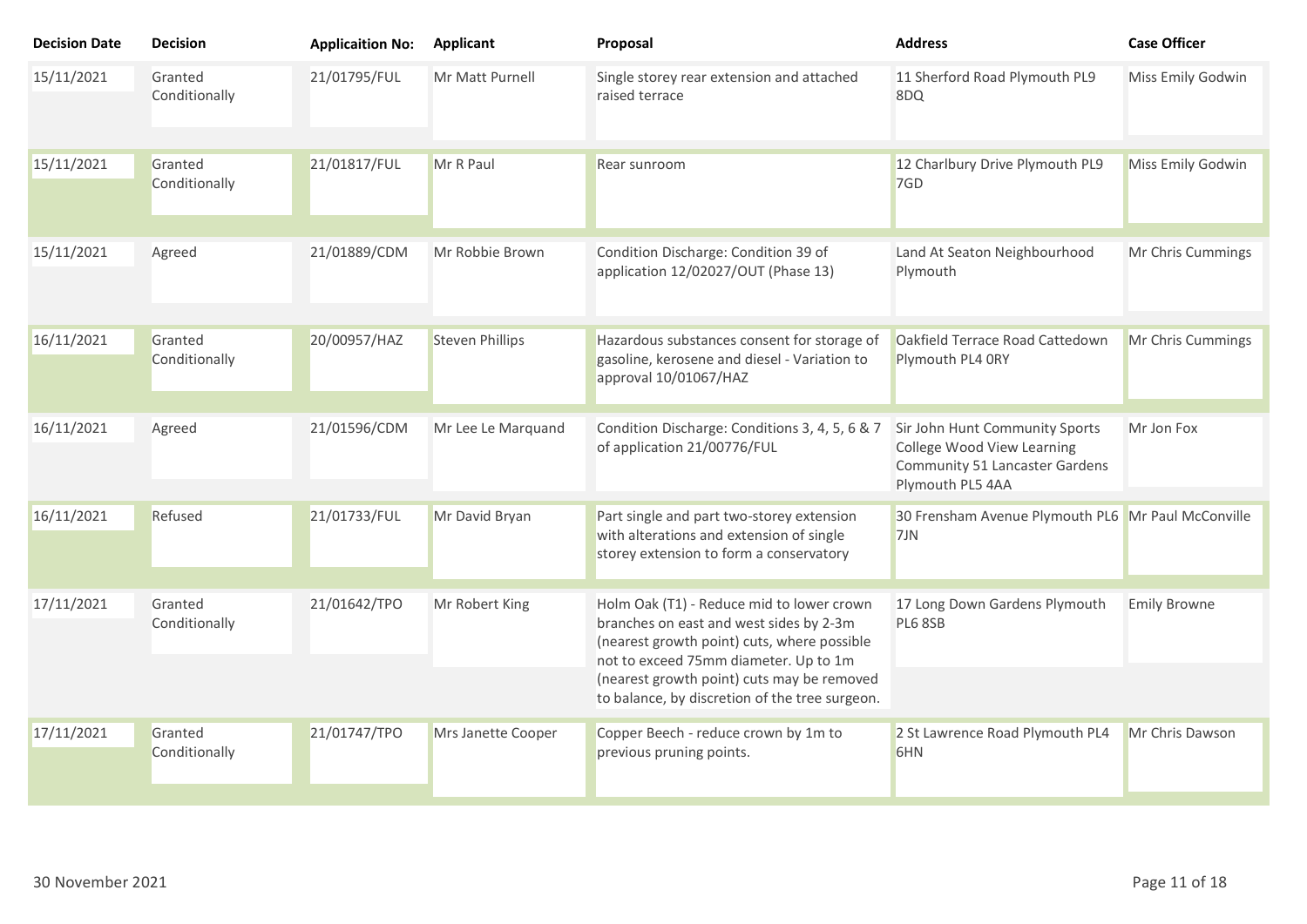| Decision Date | Decision | Applicaition No: | Applicant | Proposal | Address | Case Officer |
| --- | --- | --- | --- | --- | --- | --- |
| 15/11/2021 | Granted Conditionally | 21/01795/FUL | Mr Matt Purnell | Single storey rear extension and attached raised terrace | 11 Sherford Road Plymouth PL9 8DQ | Miss Emily Godwin |
| 15/11/2021 | Granted Conditionally | 21/01817/FUL | Mr R Paul | Rear sunroom | 12 Charlbury Drive Plymouth PL9 7GD | Miss Emily Godwin |
| 15/11/2021 | Agreed | 21/01889/CDM | Mr Robbie Brown | Condition Discharge: Condition 39 of application 12/02027/OUT (Phase 13) | Land At Seaton Neighbourhood Plymouth | Mr Chris Cummings |
| 16/11/2021 | Granted Conditionally | 20/00957/HAZ | Steven Phillips | Hazardous substances consent for storage of gasoline, kerosene and diesel - Variation to approval 10/01067/HAZ | Oakfield Terrace Road Cattedown Plymouth PL4 0RY | Mr Chris Cummings |
| 16/11/2021 | Agreed | 21/01596/CDM | Mr Lee Le Marquand | Condition Discharge: Conditions 3, 4, 5, 6 & 7 of application 21/00776/FUL | Sir John Hunt Community Sports College Wood View Learning Community 51 Lancaster Gardens Plymouth PL5 4AA | Mr Jon Fox |
| 16/11/2021 | Refused | 21/01733/FUL | Mr David Bryan | Part single and part two-storey extension with alterations and extension of single storey extension to form a conservatory | 30 Frensham Avenue Plymouth PL6 7JN | Mr Paul McConville |
| 17/11/2021 | Granted Conditionally | 21/01642/TPO | Mr Robert King | Holm Oak (T1) - Reduce mid to lower crown branches on east and west sides by 2-3m (nearest growth point) cuts, where possible not to exceed 75mm diameter. Up to 1m (nearest growth point) cuts may be removed to balance, by discretion of the tree surgeon. | 17 Long Down Gardens Plymouth PL6 8SB | Emily Browne |
| 17/11/2021 | Granted Conditionally | 21/01747/TPO | Mrs Janette Cooper | Copper Beech - reduce crown by 1m to previous pruning points. | 2 St Lawrence Road Plymouth PL4 6HN | Mr Chris Dawson |

30 November 2021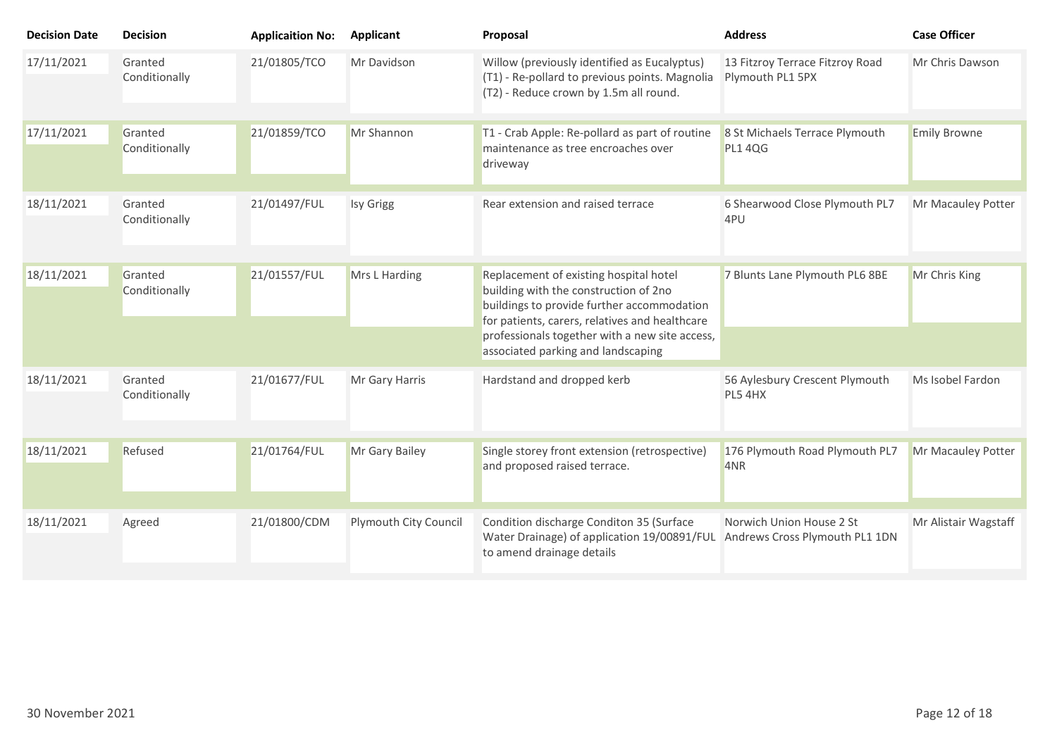| Decision Date | Decision | Applicaition No: | Applicant | Proposal | Address | Case Officer |
|---|---|---|---|---|---|---|
| 17/11/2021 | Granted Conditionally | 21/01805/TCO | Mr Davidson | Willow (previously identified as Eucalyptus) (T1) - Re-pollard to previous points. Magnolia (T2) - Reduce crown by 1.5m all round. | 13 Fitzroy Terrace Fitzroy Road Plymouth PL1 5PX | Mr Chris Dawson |
| 17/11/2021 | Granted Conditionally | 21/01859/TCO | Mr Shannon | T1 - Crab Apple: Re-pollard as part of routine maintenance as tree encroaches over driveway | 8 St Michaels Terrace Plymouth PL1 4QG | Emily Browne |
| 18/11/2021 | Granted Conditionally | 21/01497/FUL | Isy Grigg | Rear extension and raised terrace | 6 Shearwood Close Plymouth PL7 4PU | Mr Macauley Potter |
| 18/11/2021 | Granted Conditionally | 21/01557/FUL | Mrs L Harding | Replacement of existing hospital hotel building with the construction of 2no buildings to provide further accommodation for patients, carers, relatives and healthcare professionals together with a new site access, associated parking and landscaping | 7 Blunts Lane Plymouth PL6 8BE | Mr Chris King |
| 18/11/2021 | Granted Conditionally | 21/01677/FUL | Mr Gary Harris | Hardstand and dropped kerb | 56 Aylesbury Crescent Plymouth PL5 4HX | Ms Isobel Fardon |
| 18/11/2021 | Refused | 21/01764/FUL | Mr Gary Bailey | Single storey front extension (retrospective) and proposed raised terrace. | 176 Plymouth Road Plymouth PL7 4NR | Mr Macauley Potter |
| 18/11/2021 | Agreed | 21/01800/CDM | Plymouth City Council | Condition discharge Conditon 35 (Surface Water Drainage) of application 19/00891/FUL to amend drainage details | Norwich Union House 2 St Andrews Cross Plymouth PL1 1DN | Mr Alistair Wagstaff |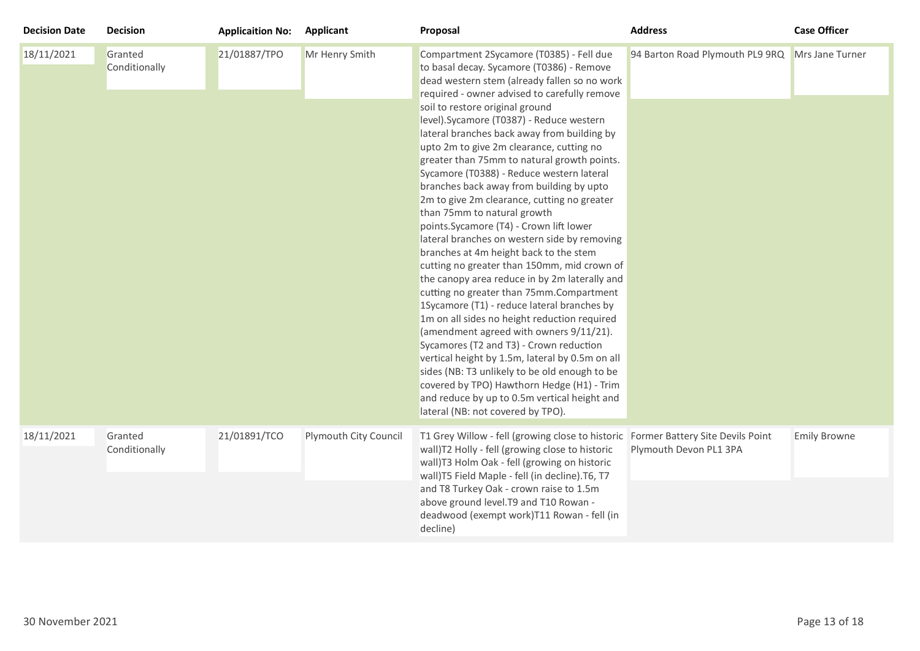| Decision Date | Decision | Applicaition No: | Applicant | Proposal | Address | Case Officer |
|---|---|---|---|---|---|---|
| 18/11/2021 | Granted Conditionally | 21/01887/TPO | Mr Henry Smith | Compartment 2Sycamore (T0385) - Fell due to basal decay. Sycamore (T0386) - Remove dead western stem (already fallen so no work required - owner advised to carefully remove soil to restore original ground level).Sycamore (T0387) - Reduce western lateral branches back away from building by upto 2m to give 2m clearance, cutting no greater than 75mm to natural growth points. Sycamore (T0388) - Reduce western lateral branches back away from building by upto 2m to give 2m clearance, cutting no greater than 75mm to natural growth points.Sycamore (T4) - Crown lift lower lateral branches on western side by removing branches at 4m height back to the stem cutting no greater than 150mm, mid crown of the canopy area reduce in by 2m laterally and cutting no greater than 75mm.Compartment 1Sycamore (T1) - reduce lateral branches by 1m on all sides no height reduction required (amendment agreed with owners 9/11/21). Sycamores (T2 and T3) - Crown reduction vertical height by 1.5m, lateral by 0.5m on all sides (NB: T3 unlikely to be old enough to be covered by TPO) Hawthorn Hedge (H1) - Trim and reduce by up to 0.5m vertical height and lateral (NB: not covered by TPO). | 94 Barton Road Plymouth PL9 9RQ | Mrs Jane Turner |
| 18/11/2021 | Granted Conditionally | 21/01891/TCO | Plymouth City Council | T1 Grey Willow - fell (growing close to historic wall)T2 Holly - fell (growing close to historic wall)T3 Holm Oak - fell (growing on historic wall)T5 Field Maple - fell (in decline).T6, T7 and T8 Turkey Oak - crown raise to 1.5m above ground level.T9 and T10 Rowan - deadwood (exempt work)T11 Rowan - fell (in decline) | Former Battery Site Devils Point Plymouth Devon PL1 3PA | Emily Browne |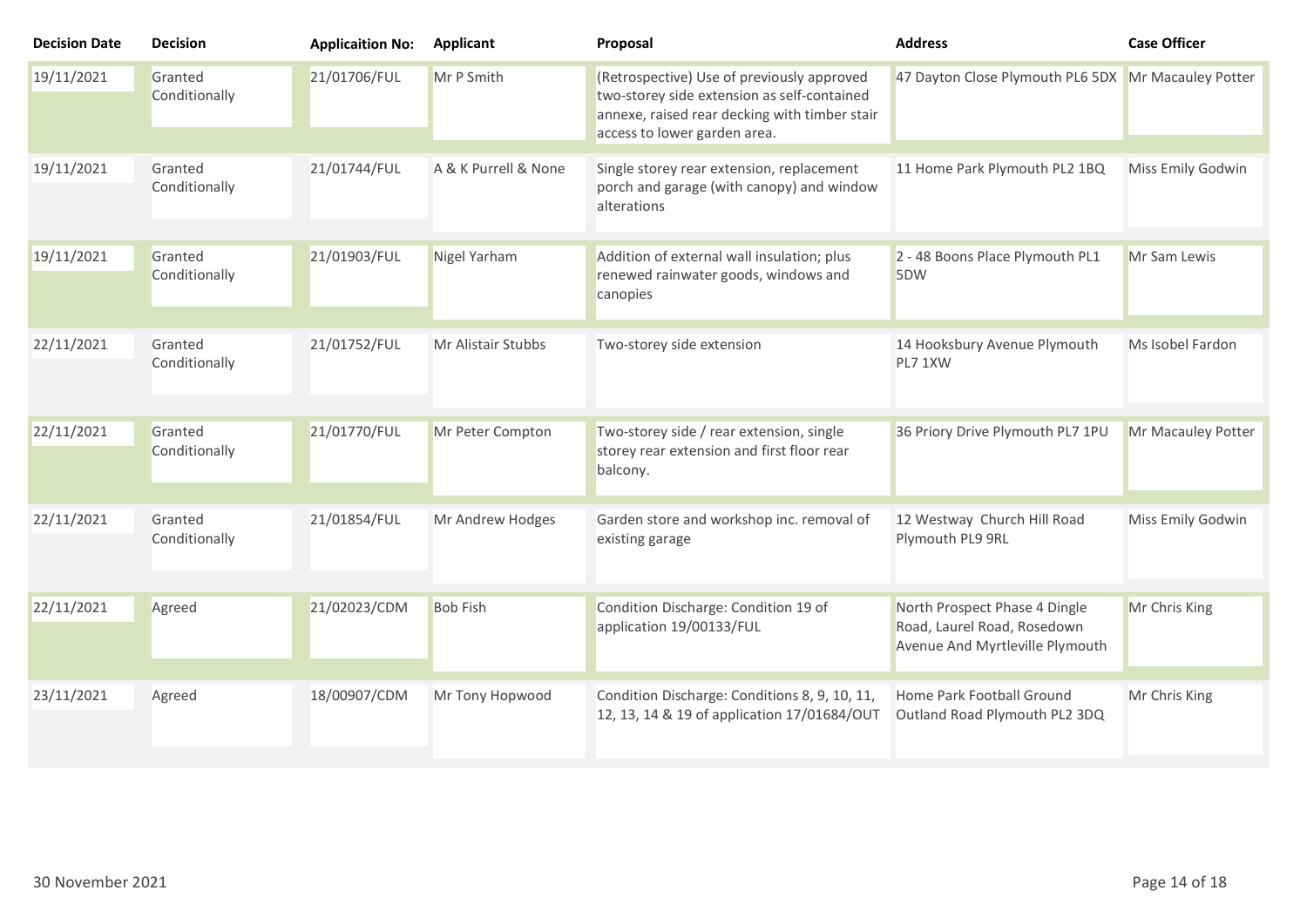| Decision Date | Decision | Applicaition No: | Applicant | Proposal | Address | Case Officer |
|---|---|---|---|---|---|---|
| 19/11/2021 | Granted Conditionally | 21/01706/FUL | Mr P Smith | (Retrospective) Use of previously approved two-storey side extension as self-contained annexe, raised rear decking with timber stair access to lower garden area. | 47 Dayton Close Plymouth PL6 5DX | Mr Macauley Potter |
| 19/11/2021 | Granted Conditionally | 21/01744/FUL | A & K Purrell & None | Single storey rear extension, replacement porch and garage (with canopy) and window alterations | 11 Home Park Plymouth PL2 1BQ | Miss Emily Godwin |
| 19/11/2021 | Granted Conditionally | 21/01903/FUL | Nigel Yarham | Addition of external wall insulation; plus renewed rainwater goods, windows and canopies | 2 - 48 Boons Place Plymouth PL1 5DW | Mr Sam Lewis |
| 22/11/2021 | Granted Conditionally | 21/01752/FUL | Mr Alistair Stubbs | Two-storey side extension | 14 Hooksbury Avenue Plymouth PL7 1XW | Ms Isobel Fardon |
| 22/11/2021 | Granted Conditionally | 21/01770/FUL | Mr Peter Compton | Two-storey side / rear extension, single storey rear extension and first floor rear balcony. | 36 Priory Drive Plymouth PL7 1PU | Mr Macauley Potter |
| 22/11/2021 | Granted Conditionally | 21/01854/FUL | Mr Andrew Hodges | Garden store and workshop inc. removal of existing garage | 12 Westway Church Hill Road Plymouth PL9 9RL | Miss Emily Godwin |
| 22/11/2021 | Agreed | 21/02023/CDM | Bob Fish | Condition Discharge: Condition 19 of application 19/00133/FUL | North Prospect Phase 4 Dingle Road, Laurel Road, Rosedown Avenue And Myrtleville Plymouth | Mr Chris King |
| 23/11/2021 | Agreed | 18/00907/CDM | Mr Tony Hopwood | Condition Discharge: Conditions 8, 9, 10, 11, 12, 13, 14 & 19 of application 17/01684/OUT | Home Park Football Ground Outland Road Plymouth PL2 3DQ | Mr Chris King |

30 November 2021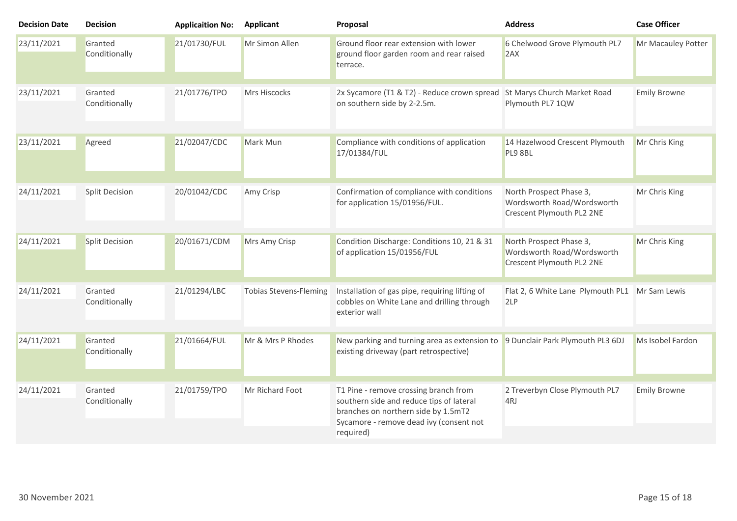| Decision Date | Decision | Applicaition No: | Applicant | Proposal | Address | Case Officer |
|---|---|---|---|---|---|---|
| 23/11/2021 | Granted Conditionally | 21/01730/FUL | Mr Simon Allen | Ground floor rear extension with lower ground floor garden room and rear raised terrace. | 6 Chelwood Grove Plymouth PL7 2AX | Mr Macauley Potter |
| 23/11/2021 | Granted Conditionally | 21/01776/TPO | Mrs Hiscocks | 2x Sycamore (T1 & T2) - Reduce crown spread on southern side by 2-2.5m. | St Marys Church Market Road Plymouth PL7 1QW | Emily Browne |
| 23/11/2021 | Agreed | 21/02047/CDC | Mark Mun | Compliance with conditions of application 17/01384/FUL | 14 Hazelwood Crescent Plymouth PL9 8BL | Mr Chris King |
| 24/11/2021 | Split Decision | 20/01042/CDC | Amy Crisp | Confirmation of compliance with conditions for application 15/01956/FUL. | North Prospect Phase 3, Wordsworth Road/Wordsworth Crescent Plymouth PL2 2NE | Mr Chris King |
| 24/11/2021 | Split Decision | 20/01671/CDM | Mrs Amy Crisp | Condition Discharge: Conditions 10, 21 & 31 of application 15/01956/FUL | North Prospect Phase 3, Wordsworth Road/Wordsworth Crescent Plymouth PL2 2NE | Mr Chris King |
| 24/11/2021 | Granted Conditionally | 21/01294/LBC | Tobias Stevens-Fleming | Installation of gas pipe, requiring lifting of cobbles on White Lane and drilling through exterior wall | Flat 2, 6 White Lane Plymouth PL1 2LP | Mr Sam Lewis |
| 24/11/2021 | Granted Conditionally | 21/01664/FUL | Mr & Mrs P Rhodes | New parking and turning area as extension to existing driveway (part retrospective) | 9 Dunclair Park Plymouth PL3 6DJ | Ms Isobel Fardon |
| 24/11/2021 | Granted Conditionally | 21/01759/TPO | Mr Richard Foot | T1 Pine - remove crossing branch from southern side and reduce tips of lateral branches on northern side by 1.5mT2 Sycamore - remove dead ivy (consent not required) | 2 Treverbyn Close Plymouth PL7 4RJ | Emily Browne |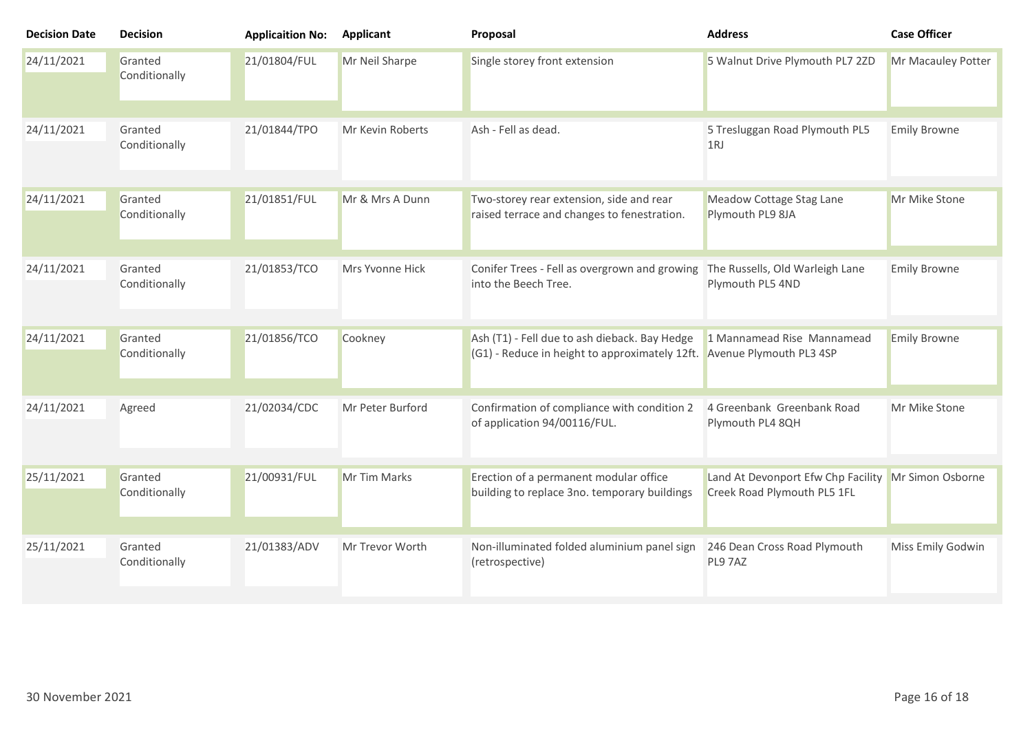| Decision Date | Decision | Applicaition No: | Applicant | Proposal | Address | Case Officer |
|---|---|---|---|---|---|---|
| 24/11/2021 | Granted Conditionally | 21/01804/FUL | Mr Neil Sharpe | Single storey front extension | 5 Walnut Drive Plymouth PL7 2ZD | Mr Macauley Potter |
| 24/11/2021 | Granted Conditionally | 21/01844/TPO | Mr Kevin Roberts | Ash - Fell as dead. | 5 Tresluggan Road Plymouth PL5 1RJ | Emily Browne |
| 24/11/2021 | Granted Conditionally | 21/01851/FUL | Mr & Mrs A Dunn | Two-storey rear extension, side and rear raised terrace and changes to fenestration. | Meadow Cottage Stag Lane Plymouth PL9 8JA | Mr Mike Stone |
| 24/11/2021 | Granted Conditionally | 21/01853/TCO | Mrs Yvonne Hick | Conifer Trees - Fell as overgrown and growing into the Beech Tree. | The Russells, Old Warleigh Lane Plymouth PL5 4ND | Emily Browne |
| 24/11/2021 | Granted Conditionally | 21/01856/TCO | Cookney | Ash (T1) - Fell due to ash dieback. Bay Hedge (G1) - Reduce in height to approximately 12ft. | 1 Mannamead Rise Mannamead Avenue Plymouth PL3 4SP | Emily Browne |
| 24/11/2021 | Agreed | 21/02034/CDC | Mr Peter Burford | Confirmation of compliance with condition 2 of application 94/00116/FUL. | 4 Greenbank Greenbank Road Plymouth PL4 8QH | Mr Mike Stone |
| 25/11/2021 | Granted Conditionally | 21/00931/FUL | Mr Tim Marks | Erection of a permanent modular office building to replace 3no. temporary buildings | Land At Devonport Efw Chp Facility Creek Road Plymouth PL5 1FL | Mr Simon Osborne |
| 25/11/2021 | Granted Conditionally | 21/01383/ADV | Mr Trevor Worth | Non-illuminated folded aluminium panel sign (retrospective) | 246 Dean Cross Road Plymouth PL9 7AZ | Miss Emily Godwin |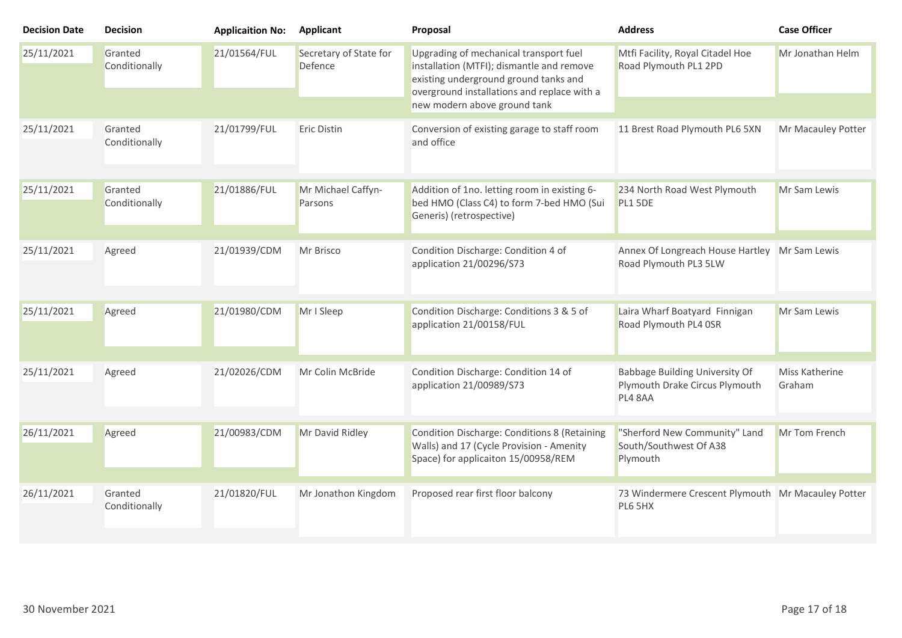| Decision Date | Decision | Applicaition No: | Applicant | Proposal | Address | Case Officer |
|---|---|---|---|---|---|---|
| 25/11/2021 | Granted Conditionally | 21/01564/FUL | Secretary of State for Defence | Upgrading of mechanical transport fuel installation (MTFI); dismantle and remove existing underground ground tanks and overground installations and replace with a new modern above ground tank | Mtfi Facility, Royal Citadel Hoe Road Plymouth PL1 2PD | Mr Jonathan Helm |
| 25/11/2021 | Granted Conditionally | 21/01799/FUL | Eric Distin | Conversion of existing garage to staff room and office | 11 Brest Road Plymouth PL6 5XN | Mr Macauley Potter |
| 25/11/2021 | Granted Conditionally | 21/01886/FUL | Mr Michael Caffyn-Parsons | Addition of 1no. letting room in existing 6-bed HMO (Class C4) to form 7-bed HMO (Sui Generis) (retrospective) | 234 North Road West Plymouth PL1 5DE | Mr Sam Lewis |
| 25/11/2021 | Agreed | 21/01939/CDM | Mr Brisco | Condition Discharge: Condition 4 of application 21/00296/S73 | Annex Of Longreach House Hartley Road Plymouth PL3 5LW | Mr Sam Lewis |
| 25/11/2021 | Agreed | 21/01980/CDM | Mr I Sleep | Condition Discharge: Conditions 3 & 5 of application 21/00158/FUL | Laira Wharf Boatyard Finnigan Road Plymouth PL4 0SR | Mr Sam Lewis |
| 25/11/2021 | Agreed | 21/02026/CDM | Mr Colin McBride | Condition Discharge: Condition 14 of application 21/00989/S73 | Babbage Building University Of Plymouth Drake Circus Plymouth PL4 8AA | Miss Katherine Graham |
| 26/11/2021 | Agreed | 21/00983/CDM | Mr David Ridley | Condition Discharge: Conditions 8 (Retaining Walls) and 17 (Cycle Provision - Amenity Space) for applicaiton 15/00958/REM | "Sherford New Community" Land South/Southwest Of A38 Plymouth | Mr Tom French |
| 26/11/2021 | Granted Conditionally | 21/01820/FUL | Mr Jonathon Kingdom | Proposed rear first floor balcony | 73 Windermere Crescent Plymouth PL6 5HX | Mr Macauley Potter |

30 November 2021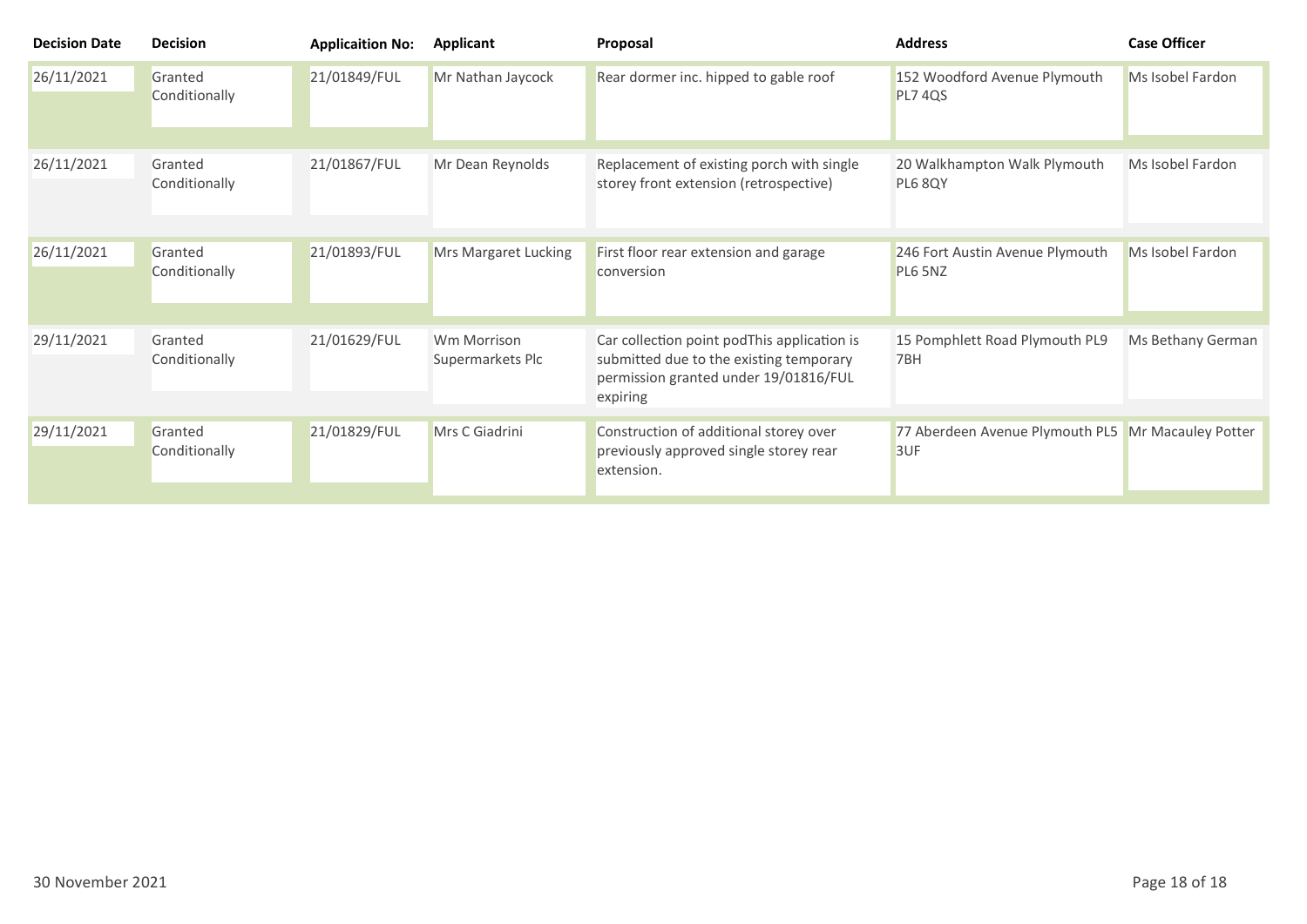| Decision Date | Decision | Applicaition No: | Applicant | Proposal | Address | Case Officer |
|---|---|---|---|---|---|---|
| 26/11/2021 | Granted Conditionally | 21/01849/FUL | Mr Nathan Jaycock | Rear dormer inc. hipped to gable roof | 152 Woodford Avenue Plymouth PL7 4QS | Ms Isobel Fardon |
| 26/11/2021 | Granted Conditionally | 21/01867/FUL | Mr Dean Reynolds | Replacement of existing porch with single storey front extension (retrospective) | 20 Walkhampton Walk Plymouth PL6 8QY | Ms Isobel Fardon |
| 26/11/2021 | Granted Conditionally | 21/01893/FUL | Mrs Margaret Lucking | First floor rear extension and garage conversion | 246 Fort Austin Avenue Plymouth PL6 5NZ | Ms Isobel Fardon |
| 29/11/2021 | Granted Conditionally | 21/01629/FUL | Wm Morrison Supermarkets Plc | Car collection point podThis application is submitted due to the existing temporary permission granted under 19/01816/FUL expiring | 15 Pomphlett Road Plymouth PL9 7BH | Ms Bethany German |
| 29/11/2021 | Granted Conditionally | 21/01829/FUL | Mrs C Giadrini | Construction of additional storey over previously approved single storey rear extension. | 77 Aberdeen Avenue Plymouth PL5 3UF | Mr Macauley Potter |

30 November 2021